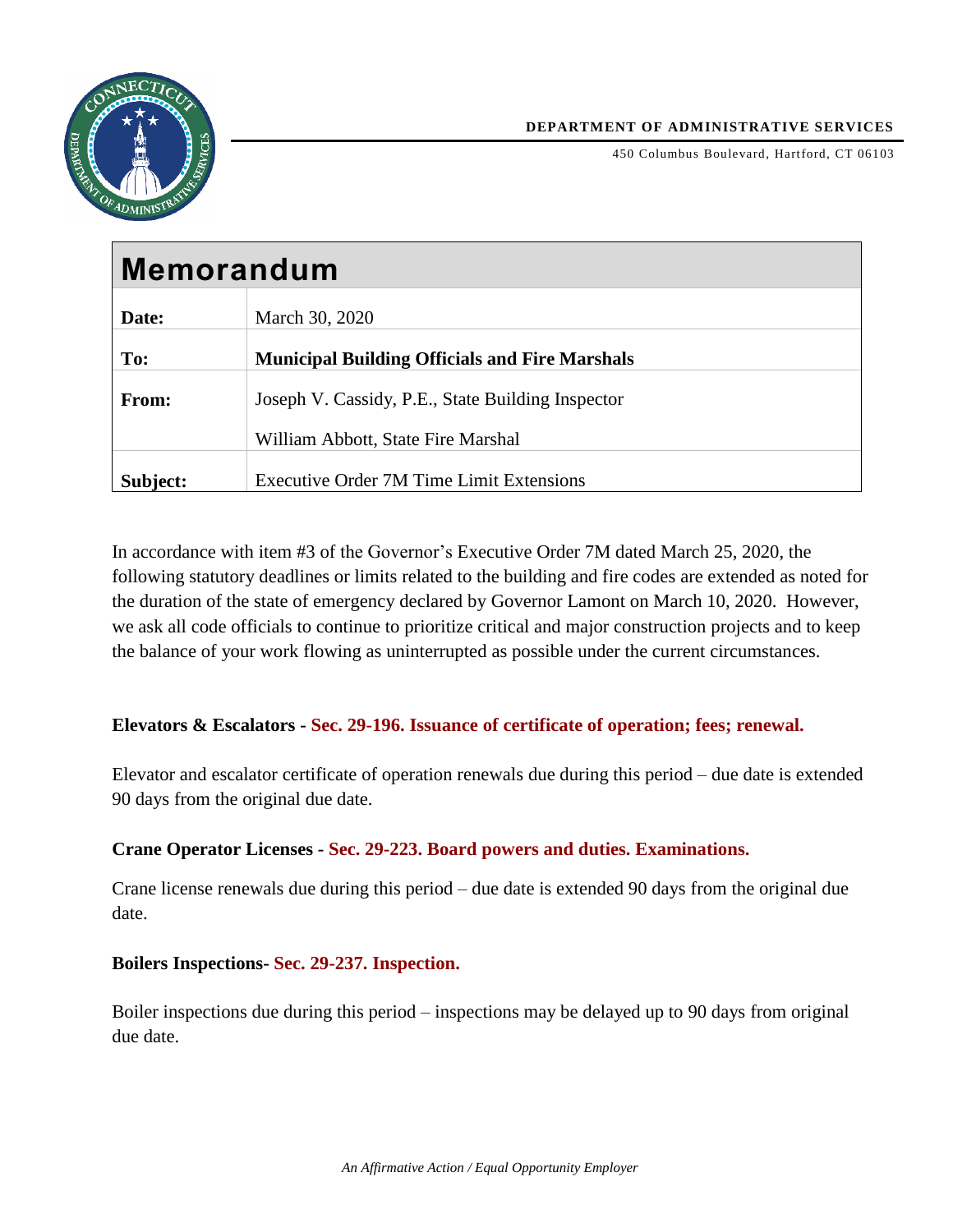**DEPARTMENT OF ADMINISTRATIVE SERVICES**

450 Columbus Boulevard, Hartford, CT 06103

# Memorandum

| | |
|---|---|
| **Date:** | March 30, 2020 |
| **To:** | **Municipal Building Officials and Fire Marshals** |
| **From:** | Joseph V. Cassidy, P.E., State Building Inspector<br>William Abbott, State Fire Marshal |
| **Subject:** | Executive Order 7M Time Limit Extensions |

In accordance with item #3 of the Governor's Executive Order 7M dated March 25, 2020, the following statutory deadlines or limits related to the building and fire codes are extended as noted for the duration of the state of emergency declared by Governor Lamont on March 10, 2020. However, we ask all code officials to continue to prioritize critical and major construction projects and to keep the balance of your work flowing as uninterrupted as possible under the current circumstances.

**Elevators & Escalators - Sec. 29-196. Issuance of certificate of operation; fees; renewal.**

Elevator and escalator certificate of operation renewals due during this period – due date is extended 90 days from the original due date.

**Crane Operator Licenses - Sec. 29-223. Board powers and duties. Examinations.**

Crane license renewals due during this period – due date is extended 90 days from the original due date.

**Boilers Inspections- Sec. 29-237. Inspection.**

Boiler inspections due during this period – inspections may be delayed up to 90 days from original due date.

*An Affirmative Action / Equal Opportunity Employer*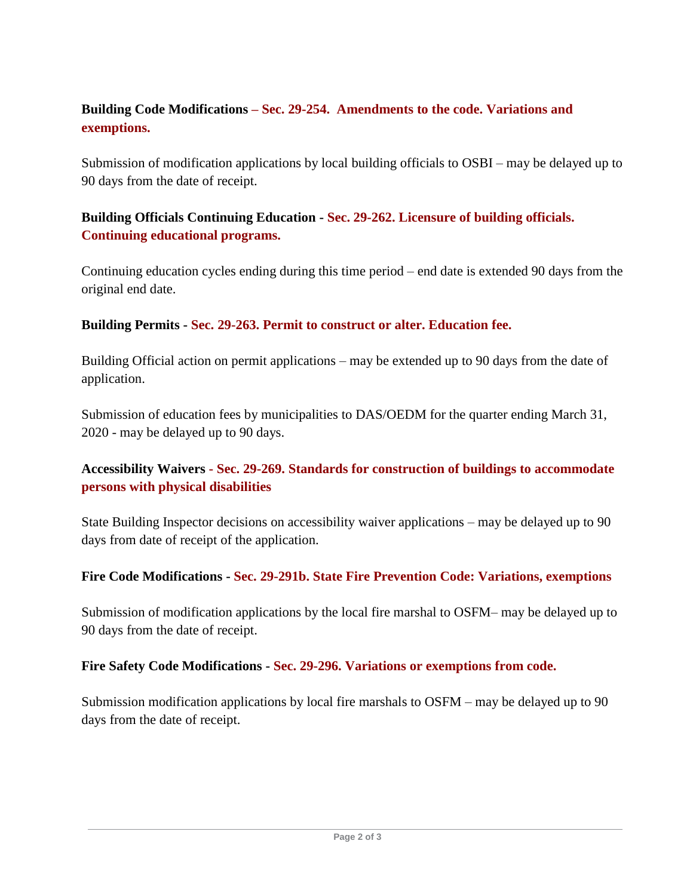**Building Code Modifications – Sec. 29-254. Amendments to the code. Variations and exemptions.**

Submission of modification applications by local building officials to OSBI – may be delayed up to 90 days from the date of receipt.

**Building Officials Continuing Education - Sec. 29-262. Licensure of building officials. Continuing educational programs.**

Continuing education cycles ending during this time period – end date is extended 90 days from the original end date.

**Building Permits - Sec. 29-263. Permit to construct or alter. Education fee.**

Building Official action on permit applications – may be extended up to 90 days from the date of application.

Submission of education fees by municipalities to DAS/OEDM for the quarter ending March 31, 2020 - may be delayed up to 90 days.

**Accessibility Waivers - Sec. 29-269. Standards for construction of buildings to accommodate persons with physical disabilities**

State Building Inspector decisions on accessibility waiver applications – may be delayed up to 90 days from date of receipt of the application.

**Fire Code Modifications - Sec. 29-291b. State Fire Prevention Code: Variations, exemptions**

Submission of modification applications by the local fire marshal to OSFM– may be delayed up to 90 days from the date of receipt.

**Fire Safety Code Modifications - Sec. 29-296. Variations or exemptions from code.**

Submission modification applications by local fire marshals to OSFM – may be delayed up to 90 days from the date of receipt.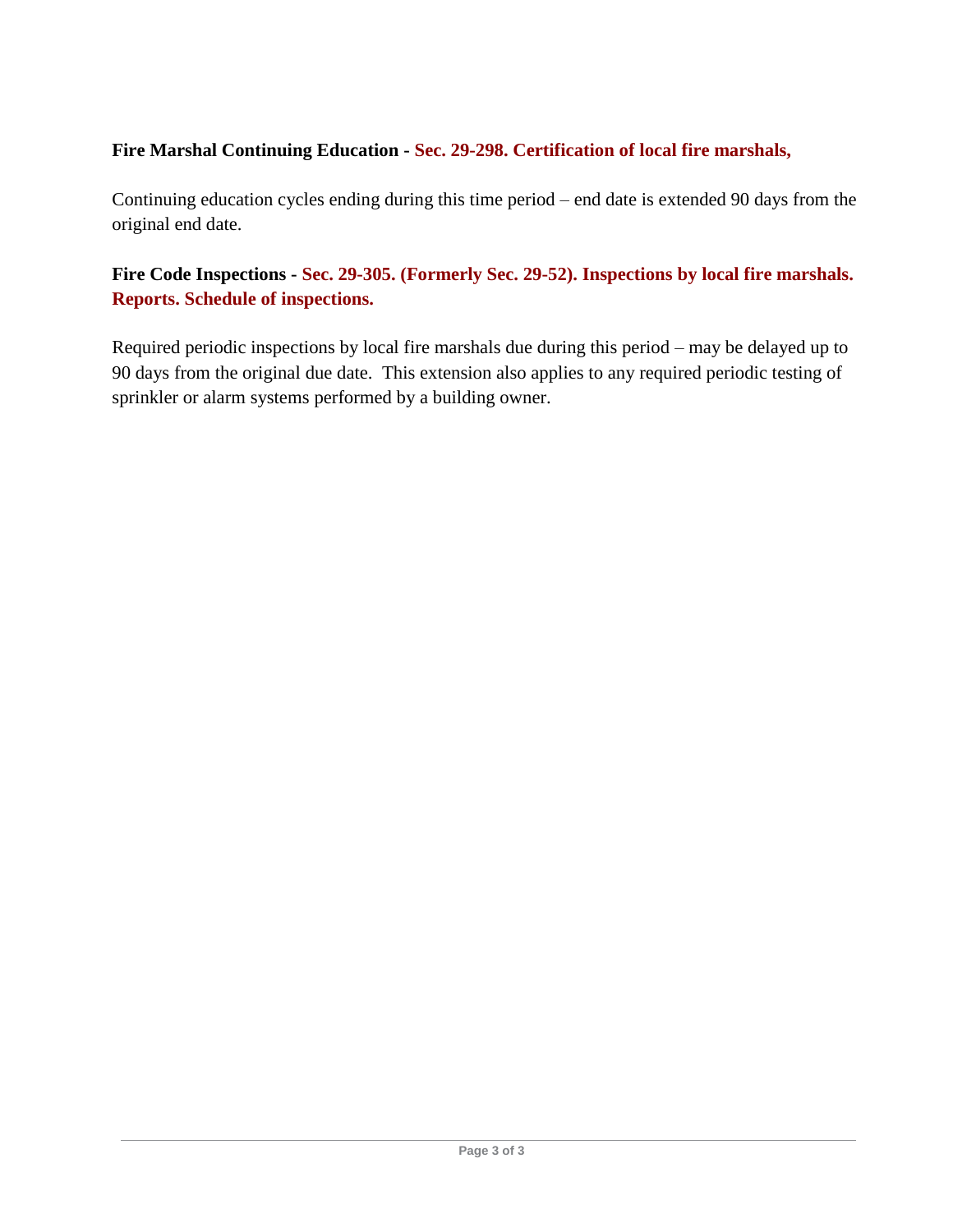**Fire Marshal Continuing Education - Sec. 29-298. Certification of local fire marshals,**

Continuing education cycles ending during this time period – end date is extended 90 days from the original end date.

**Fire Code Inspections - Sec. 29-305. (Formerly Sec. 29-52). Inspections by local fire marshals. Reports. Schedule of inspections.**

Required periodic inspections by local fire marshals due during this period – may be delayed up to 90 days from the original due date. This extension also applies to any required periodic testing of sprinkler or alarm systems performed by a building owner.